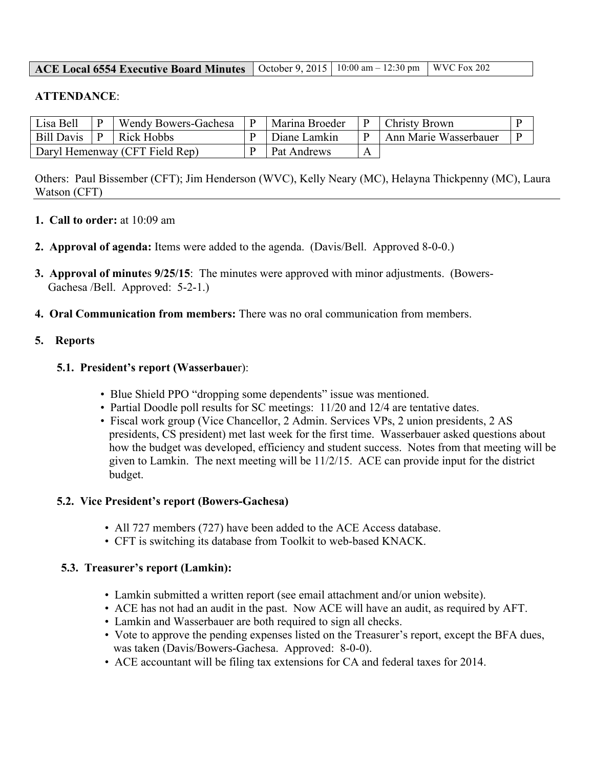| ACE Local 6554 Executive Board Minutes | October 9, 2015 | 10:00 am – 12:30 pm | WVC Fox 202 |
|---|---|---|---|

**ATTENDANCE**:

| Lisa Bell | P | Wendy Bowers-Gachesa | P | Marina Broeder | P | Christy Brown | P |
|---|---|---|---|---|---|---|---|
| Bill Davis | P | Rick Hobbs | P | Diane Lamkin | P | Ann Marie Wasserbauer | P |
| Daryl Hemenway (CFT Field Rep) | | | P | Pat Andrews | A | | |

Others: Paul Bissember (CFT); Jim Henderson (WVC), Kelly Neary (MC), Helayna Thickpenny (MC), Laura Watson (CFT)

1. **Call to order:** at 10:09 am

2. **Approval of agenda:** Items were added to the agenda. (Davis/Bell. Approved 8-0-0.)

3. **Approval of minutes 9/25/15**: The minutes were approved with minor adjustments. (Bowers-Gachesa /Bell. Approved: 5-2-1.)

4. **Oral Communication from members:** There was no oral communication from members.

5. **Reports**

   **5.1. President's report (Wasserbauer):**

   - Blue Shield PPO "dropping some dependents" issue was mentioned.
   - Partial Doodle poll results for SC meetings: 11/20 and 12/4 are tentative dates.
   - Fiscal work group (Vice Chancellor, 2 Admin. Services VPs, 2 union presidents, 2 AS presidents, CS president) met last week for the first time. Wasserbauer asked questions about how the budget was developed, efficiency and student success. Notes from that meeting will be given to Lamkin. The next meeting will be 11/2/15. ACE can provide input for the district budget.

   **5.2. Vice President's report (Bowers-Gachesa)**

   - All 727 members (727) have been added to the ACE Access database.
   - CFT is switching its database from Toolkit to web-based KNACK.

   **5.3. Treasurer's report (Lamkin):**

   - Lamkin submitted a written report (see email attachment and/or union website).
   - ACE has not had an audit in the past. Now ACE will have an audit, as required by AFT.
   - Lamkin and Wasserbauer are both required to sign all checks.
   - Vote to approve the pending expenses listed on the Treasurer's report, except the BFA dues, was taken (Davis/Bowers-Gachesa. Approved: 8-0-0).
   - ACE accountant will be filing tax extensions for CA and federal taxes for 2014.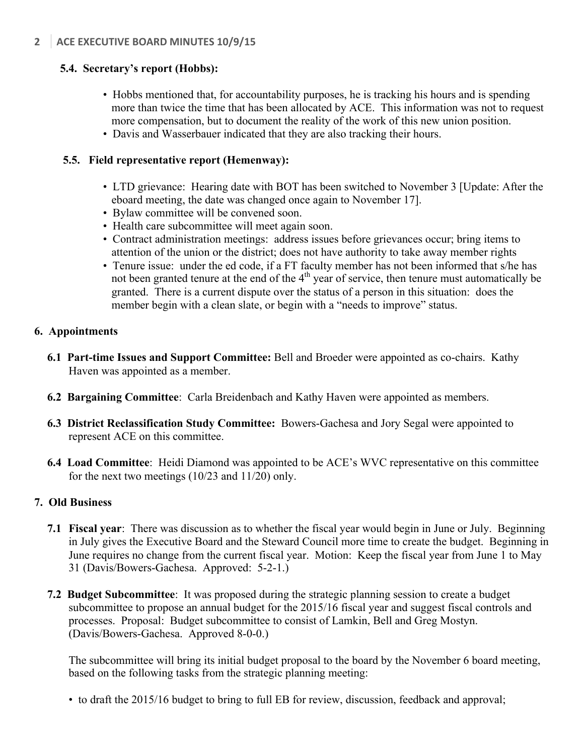**5.4. Secretary's report (Hobbs):**

- Hobbs mentioned that, for accountability purposes, he is tracking his hours and is spending more than twice the time that has been allocated by ACE. This information was not to request more compensation, but to document the reality of the work of this new union position.
- Davis and Wasserbauer indicated that they are also tracking their hours.

**5.5. Field representative report (Hemenway):**

- LTD grievance: Hearing date with BOT has been switched to November 3 [Update: After the eboard meeting, the date was changed once again to November 17].
- Bylaw committee will be convened soon.
- Health care subcommittee will meet again soon.
- Contract administration meetings: address issues before grievances occur; bring items to attention of the union or the district; does not have authority to take away member rights
- Tenure issue: under the ed code, if a FT faculty member has not been informed that s/he has not been granted tenure at the end of the 4th year of service, then tenure must automatically be granted. There is a current dispute over the status of a person in this situation: does the member begin with a clean slate, or begin with a "needs to improve" status.

## 6. Appointments

**6.1 Part-time Issues and Support Committee:** Bell and Broeder were appointed as co-chairs. Kathy Haven was appointed as a member.

**6.2 Bargaining Committee**: Carla Breidenbach and Kathy Haven were appointed as members.

**6.3 District Reclassification Study Committee:** Bowers-Gachesa and Jory Segal were appointed to represent ACE on this committee.

**6.4 Load Committee**: Heidi Diamond was appointed to be ACE's WVC representative on this committee for the next two meetings (10/23 and 11/20) only.

## 7. Old Business

**7.1 Fiscal year**: There was discussion as to whether the fiscal year would begin in June or July. Beginning in July gives the Executive Board and the Steward Council more time to create the budget. Beginning in June requires no change from the current fiscal year. Motion: Keep the fiscal year from June 1 to May 31 (Davis/Bowers-Gachesa. Approved: 5-2-1.)

**7.2 Budget Subcommittee**: It was proposed during the strategic planning session to create a budget subcommittee to propose an annual budget for the 2015/16 fiscal year and suggest fiscal controls and processes. Proposal: Budget subcommittee to consist of Lamkin, Bell and Greg Mostyn. (Davis/Bowers-Gachesa. Approved 8-0-0.)

The subcommittee will bring its initial budget proposal to the board by the November 6 board meeting, based on the following tasks from the strategic planning meeting:

- to draft the 2015/16 budget to bring to full EB for review, discussion, feedback and approval;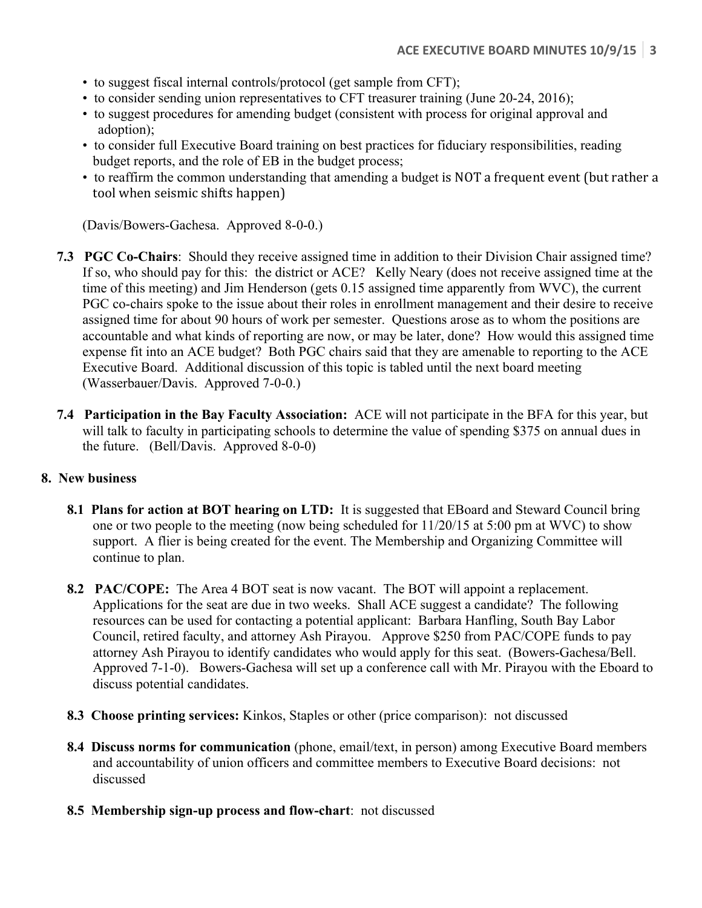- to suggest fiscal internal controls/protocol (get sample from CFT);
- to consider sending union representatives to CFT treasurer training (June 20-24, 2016);
- to suggest procedures for amending budget (consistent with process for original approval and adoption);
- to consider full Executive Board training on best practices for fiduciary responsibilities, reading budget reports, and the role of EB in the budget process;
- to reaffirm the common understanding that amending a budget is NOT a frequent event (but rather a tool when seismic shifts happen)

(Davis/Bowers-Gachesa. Approved 8-0-0.)

**7.3 PGC Co-Chairs**: Should they receive assigned time in addition to their Division Chair assigned time? If so, who should pay for this: the district or ACE? Kelly Neary (does not receive assigned time at the time of this meeting) and Jim Henderson (gets 0.15 assigned time apparently from WVC), the current PGC co-chairs spoke to the issue about their roles in enrollment management and their desire to receive assigned time for about 90 hours of work per semester. Questions arose as to whom the positions are accountable and what kinds of reporting are now, or may be later, done? How would this assigned time expense fit into an ACE budget? Both PGC chairs said that they are amenable to reporting to the ACE Executive Board. Additional discussion of this topic is tabled until the next board meeting (Wasserbauer/Davis. Approved 7-0-0.)

**7.4 Participation in the Bay Faculty Association:** ACE will not participate in the BFA for this year, but will talk to faculty in participating schools to determine the value of spending $375 on annual dues in the future. (Bell/Davis. Approved 8-0-0)

## 8. New business

**8.1 Plans for action at BOT hearing on LTD:** It is suggested that EBoard and Steward Council bring one or two people to the meeting (now being scheduled for 11/20/15 at 5:00 pm at WVC) to show support. A flier is being created for the event. The Membership and Organizing Committee will continue to plan.

**8.2 PAC/COPE:** The Area 4 BOT seat is now vacant. The BOT will appoint a replacement. Applications for the seat are due in two weeks. Shall ACE suggest a candidate? The following resources can be used for contacting a potential applicant: Barbara Hanfling, South Bay Labor Council, retired faculty, and attorney Ash Pirayou. Approve $250 from PAC/COPE funds to pay attorney Ash Pirayou to identify candidates who would apply for this seat. (Bowers-Gachesa/Bell. Approved 7-1-0). Bowers-Gachesa will set up a conference call with Mr. Pirayou with the Eboard to discuss potential candidates.

**8.3 Choose printing services:** Kinkos, Staples or other (price comparison): not discussed

**8.4 Discuss norms for communication** (phone, email/text, in person) among Executive Board members and accountability of union officers and committee members to Executive Board decisions: not discussed

**8.5 Membership sign-up process and flow-chart**: not discussed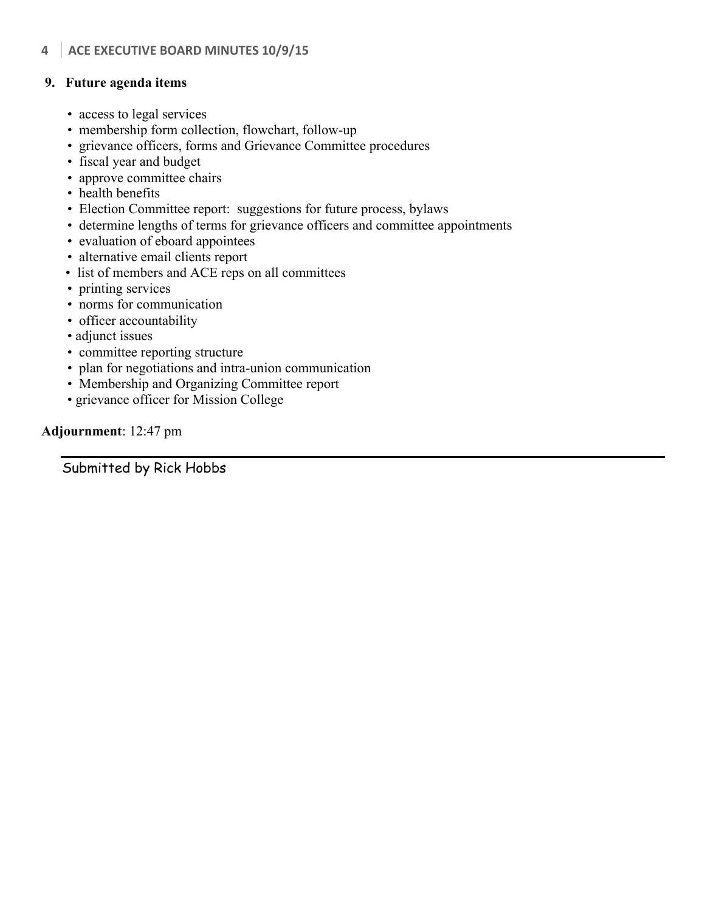**9. Future agenda items**

- access to legal services
- membership form collection, flowchart, follow-up
- grievance officers, forms and Grievance Committee procedures
- fiscal year and budget
- approve committee chairs
- health benefits
- Election Committee report: suggestions for future process, bylaws
- determine lengths of terms for grievance officers and committee appointments
- evaluation of eboard appointees
- alternative email clients report
- list of members and ACE reps on all committees
- printing services
- norms for communication
- officer accountability
- adjunct issues
- committee reporting structure
- plan for negotiations and intra-union communication
- Membership and Organizing Committee report
- grievance officer for Mission College

**Adjournment**: 12:47 pm

---

Submitted by Rick Hobbs